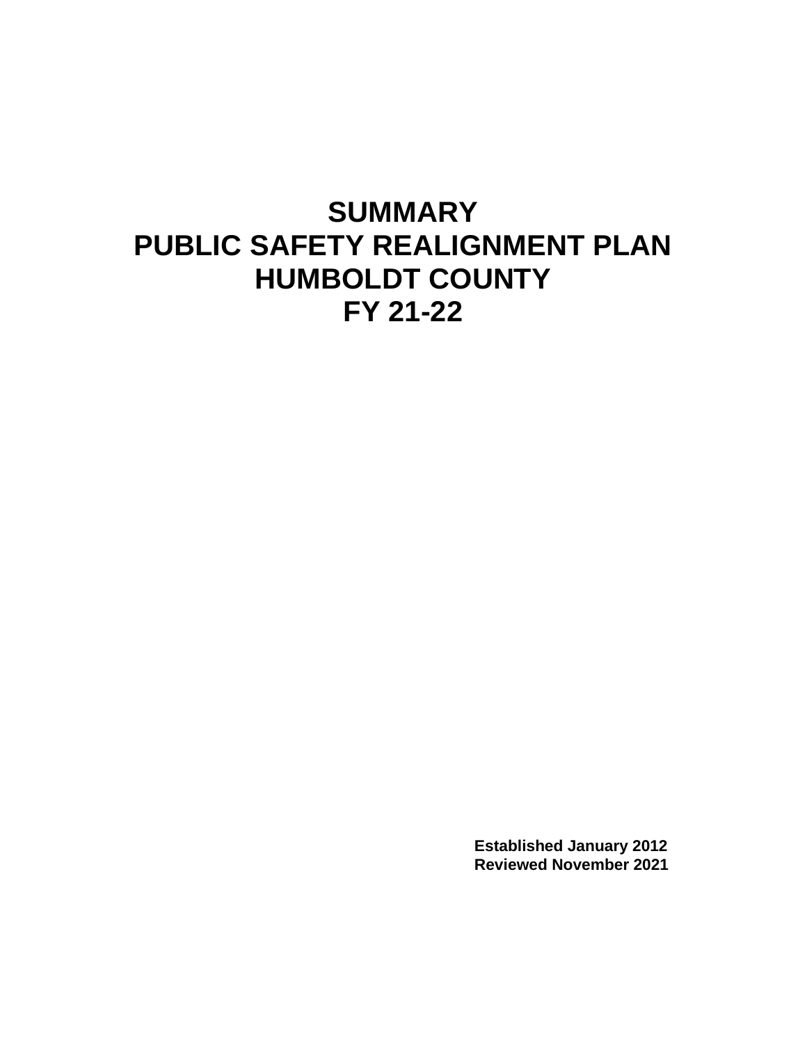# SUMMARY
# PUBLIC SAFETY REALIGNMENT PLAN
# HUMBOLDT COUNTY
# FY 21-22

**Established January 2012**
**Reviewed November 2021**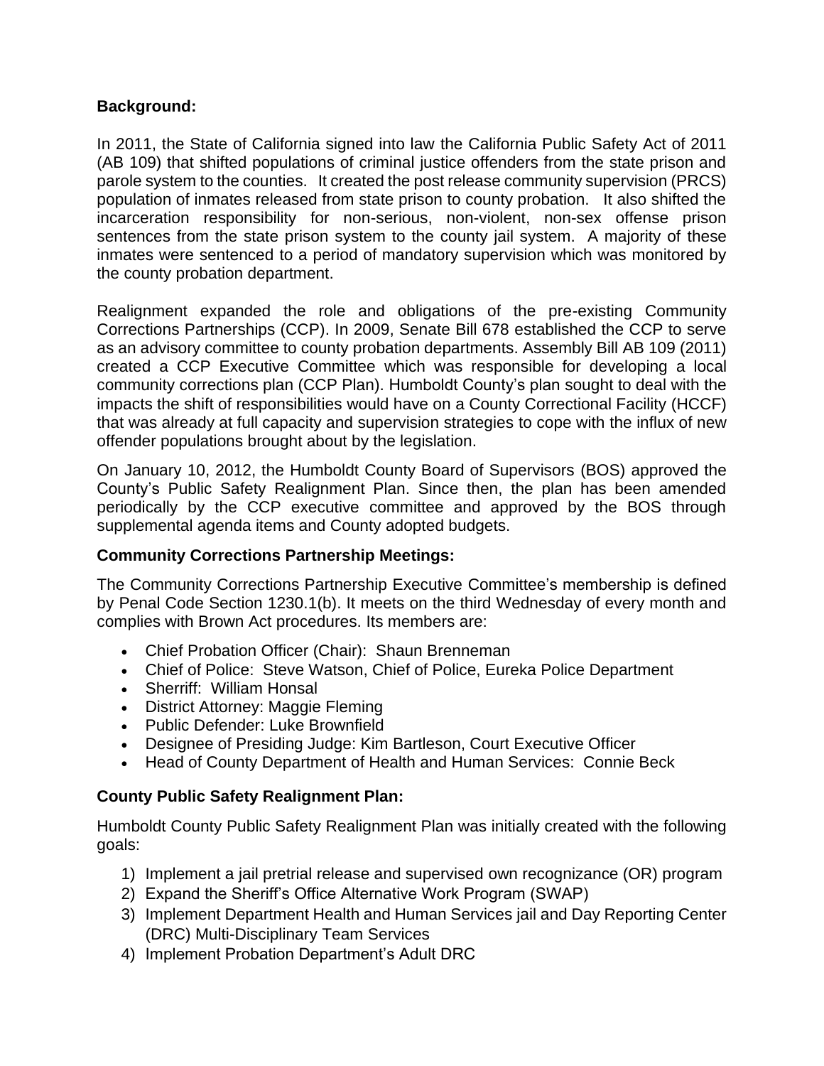**Background:**

In 2011, the State of California signed into law the California Public Safety Act of 2011 (AB 109) that shifted populations of criminal justice offenders from the state prison and parole system to the counties. It created the post release community supervision (PRCS) population of inmates released from state prison to county probation. It also shifted the incarceration responsibility for non-serious, non-violent, non-sex offense prison sentences from the state prison system to the county jail system. A majority of these inmates were sentenced to a period of mandatory supervision which was monitored by the county probation department.

Realignment expanded the role and obligations of the pre-existing Community Corrections Partnerships (CCP). In 2009, Senate Bill 678 established the CCP to serve as an advisory committee to county probation departments. Assembly Bill AB 109 (2011) created a CCP Executive Committee which was responsible for developing a local community corrections plan (CCP Plan). Humboldt County's plan sought to deal with the impacts the shift of responsibilities would have on a County Correctional Facility (HCCF) that was already at full capacity and supervision strategies to cope with the influx of new offender populations brought about by the legislation.

On January 10, 2012, the Humboldt County Board of Supervisors (BOS) approved the County's Public Safety Realignment Plan. Since then, the plan has been amended periodically by the CCP executive committee and approved by the BOS through supplemental agenda items and County adopted budgets.

**Community Corrections Partnership Meetings:**

The Community Corrections Partnership Executive Committee's membership is defined by Penal Code Section 1230.1(b). It meets on the third Wednesday of every month and complies with Brown Act procedures. Its members are:

- Chief Probation Officer (Chair): Shaun Brenneman
- Chief of Police: Steve Watson, Chief of Police, Eureka Police Department
- Sherriff: William Honsal
- District Attorney: Maggie Fleming
- Public Defender: Luke Brownfield
- Designee of Presiding Judge: Kim Bartleson, Court Executive Officer
- Head of County Department of Health and Human Services: Connie Beck

**County Public Safety Realignment Plan:**

Humboldt County Public Safety Realignment Plan was initially created with the following goals:

1) Implement a jail pretrial release and supervised own recognizance (OR) program
2) Expand the Sheriff's Office Alternative Work Program (SWAP)
3) Implement Department Health and Human Services jail and Day Reporting Center (DRC) Multi-Disciplinary Team Services
4) Implement Probation Department's Adult DRC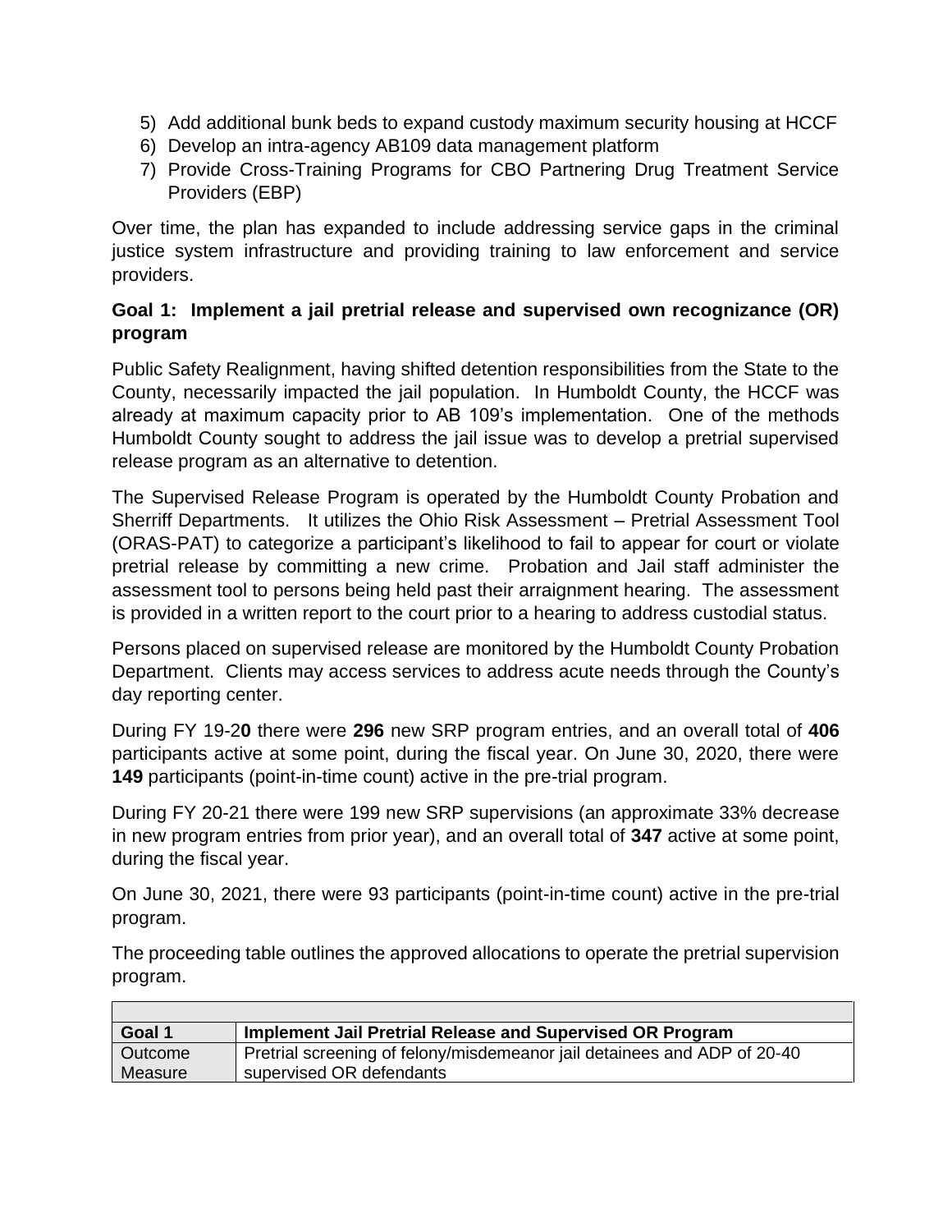5) Add additional bunk beds to expand custody maximum security housing at HCCF
6) Develop an intra-agency AB109 data management platform
7) Provide Cross-Training Programs for CBO Partnering Drug Treatment Service Providers (EBP)

Over time, the plan has expanded to include addressing service gaps in the criminal justice system infrastructure and providing training to law enforcement and service providers.

**Goal 1: Implement a jail pretrial release and supervised own recognizance (OR) program**

Public Safety Realignment, having shifted detention responsibilities from the State to the County, necessarily impacted the jail population. In Humboldt County, the HCCF was already at maximum capacity prior to AB 109's implementation. One of the methods Humboldt County sought to address the jail issue was to develop a pretrial supervised release program as an alternative to detention.

The Supervised Release Program is operated by the Humboldt County Probation and Sherriff Departments. It utilizes the Ohio Risk Assessment – Pretrial Assessment Tool (ORAS-PAT) to categorize a participant's likelihood to fail to appear for court or violate pretrial release by committing a new crime. Probation and Jail staff administer the assessment tool to persons being held past their arraignment hearing. The assessment is provided in a written report to the court prior to a hearing to address custodial status.

Persons placed on supervised release are monitored by the Humboldt County Probation Department. Clients may access services to address acute needs through the County's day reporting center.

During FY 19-2**0** there were **296** new SRP program entries, and an overall total of **406** participants active at some point, during the fiscal year. On June 30, 2020, there were **149** participants (point-in-time count) active in the pre-trial program.

During FY 20-21 there were 199 new SRP supervisions (an approximate 33% decrease in new program entries from prior year), and an overall total of **347** active at some point, during the fiscal year.

On June 30, 2021, there were 93 participants (point-in-time count) active in the pre-trial program.

The proceeding table outlines the approved allocations to operate the pretrial supervision program.

| **Goal 1** | **Implement Jail Pretrial Release and Supervised OR Program** |
|---|---|
| Outcome Measure | Pretrial screening of felony/misdemeanor jail detainees and ADP of 20-40 supervised OR defendants |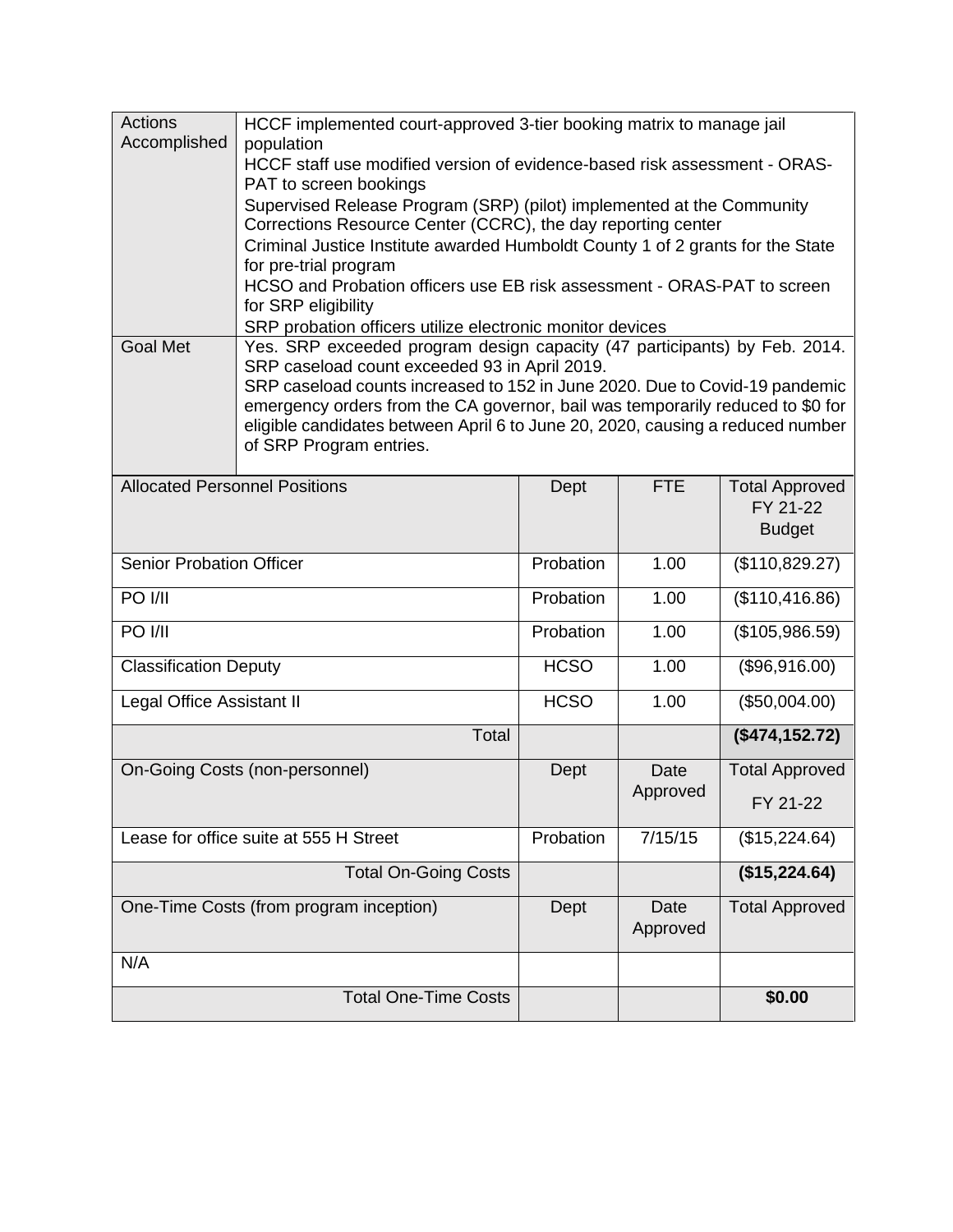| | |
|---|---|
| Actions Accomplished | HCCF implemented court-approved 3-tier booking matrix to manage jail population<br>HCCF staff use modified version of evidence-based risk assessment - ORAS-PAT to screen bookings<br>Supervised Release Program (SRP) (pilot) implemented at the Community Corrections Resource Center (CCRC), the day reporting center<br>Criminal Justice Institute awarded Humboldt County 1 of 2 grants for the State for pre-trial program<br>HCSO and Probation officers use EB risk assessment - ORAS-PAT to screen for SRP eligibility<br>SRP probation officers utilize electronic monitor devices |
| Goal Met | Yes. SRP exceeded program design capacity (47 participants) by Feb. 2014. SRP caseload count exceeded 93 in April 2019.<br>SRP caseload counts increased to 152 in June 2020. Due to Covid-19 pandemic emergency orders from the CA governor, bail was temporarily reduced to $0 for eligible candidates between April 6 to June 20, 2020, causing a reduced number of SRP Program entries. |

| Allocated Personnel Positions | Dept | FTE | Total Approved FY 21-22 Budget |
|---|---|---|---|
| Senior Probation Officer | Probation | 1.00 | ($110,829.27) |
| PO I/II | Probation | 1.00 | ($110,416.86) |
| PO I/II | Probation | 1.00 | ($105,986.59) |
| Classification Deputy | HCSO | 1.00 | ($96,916.00) |
| Legal Office Assistant II | HCSO | 1.00 | ($50,004.00) |
| Total | | | **($474,152.72)** |

| On-Going Costs (non-personnel) | Dept | Date Approved | Total Approved FY 21-22 |
|---|---|---|---|
| Lease for office suite at 555 H Street | Probation | 7/15/15 | ($15,224.64) |
| Total On-Going Costs | | | **($15,224.64)** |

| One-Time Costs (from program inception) | Dept | Date Approved | Total Approved |
|---|---|---|---|
| N/A | | | |
| Total One-Time Costs | | | **$0.00** |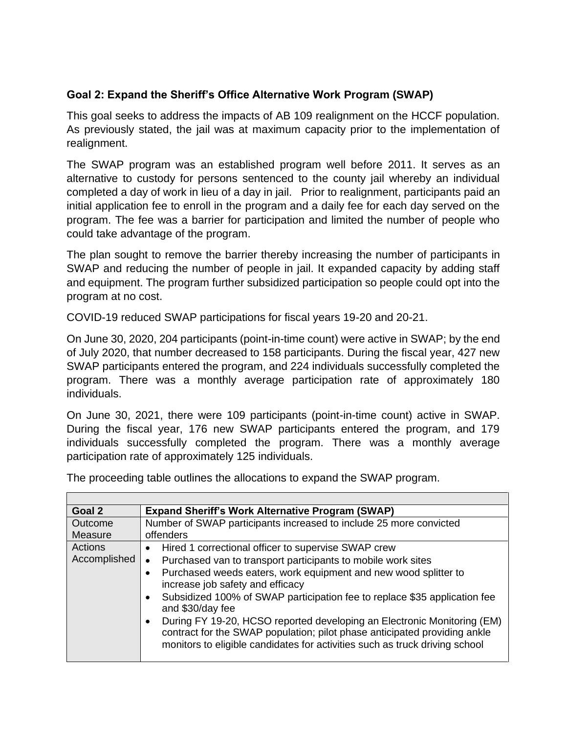### Goal 2: Expand the Sheriff's Office Alternative Work Program (SWAP)

This goal seeks to address the impacts of AB 109 realignment on the HCCF population. As previously stated, the jail was at maximum capacity prior to the implementation of realignment.

The SWAP program was an established program well before 2011. It serves as an alternative to custody for persons sentenced to the county jail whereby an individual completed a day of work in lieu of a day in jail. Prior to realignment, participants paid an initial application fee to enroll in the program and a daily fee for each day served on the program. The fee was a barrier for participation and limited the number of people who could take advantage of the program.

The plan sought to remove the barrier thereby increasing the number of participants in SWAP and reducing the number of people in jail. It expanded capacity by adding staff and equipment. The program further subsidized participation so people could opt into the program at no cost.

COVID-19 reduced SWAP participations for fiscal years 19-20 and 20-21.

On June 30, 2020, 204 participants (point-in-time count) were active in SWAP; by the end of July 2020, that number decreased to 158 participants. During the fiscal year, 427 new SWAP participants entered the program, and 224 individuals successfully completed the program. There was a monthly average participation rate of approximately 180 individuals.

On June 30, 2021, there were 109 participants (point-in-time count) active in SWAP. During the fiscal year, 176 new SWAP participants entered the program, and 179 individuals successfully completed the program. There was a monthly average participation rate of approximately 125 individuals.

The proceeding table outlines the allocations to expand the SWAP program.

| **Goal 2** | **Expand Sheriff's Work Alternative Program (SWAP)** |
|---|---|
| Outcome Measure | Number of SWAP participants increased to include 25 more convicted offenders |
| Actions Accomplished | • Hired 1 correctional officer to supervise SWAP crew<br>• Purchased van to transport participants to mobile work sites<br>• Purchased weeds eaters, work equipment and new wood splitter to increase job safety and efficacy<br>• Subsidized 100% of SWAP participation fee to replace $35 application fee and $30/day fee<br>• During FY 19-20, HCSO reported developing an Electronic Monitoring (EM) contract for the SWAP population; pilot phase anticipated providing ankle monitors to eligible candidates for activities such as truck driving school |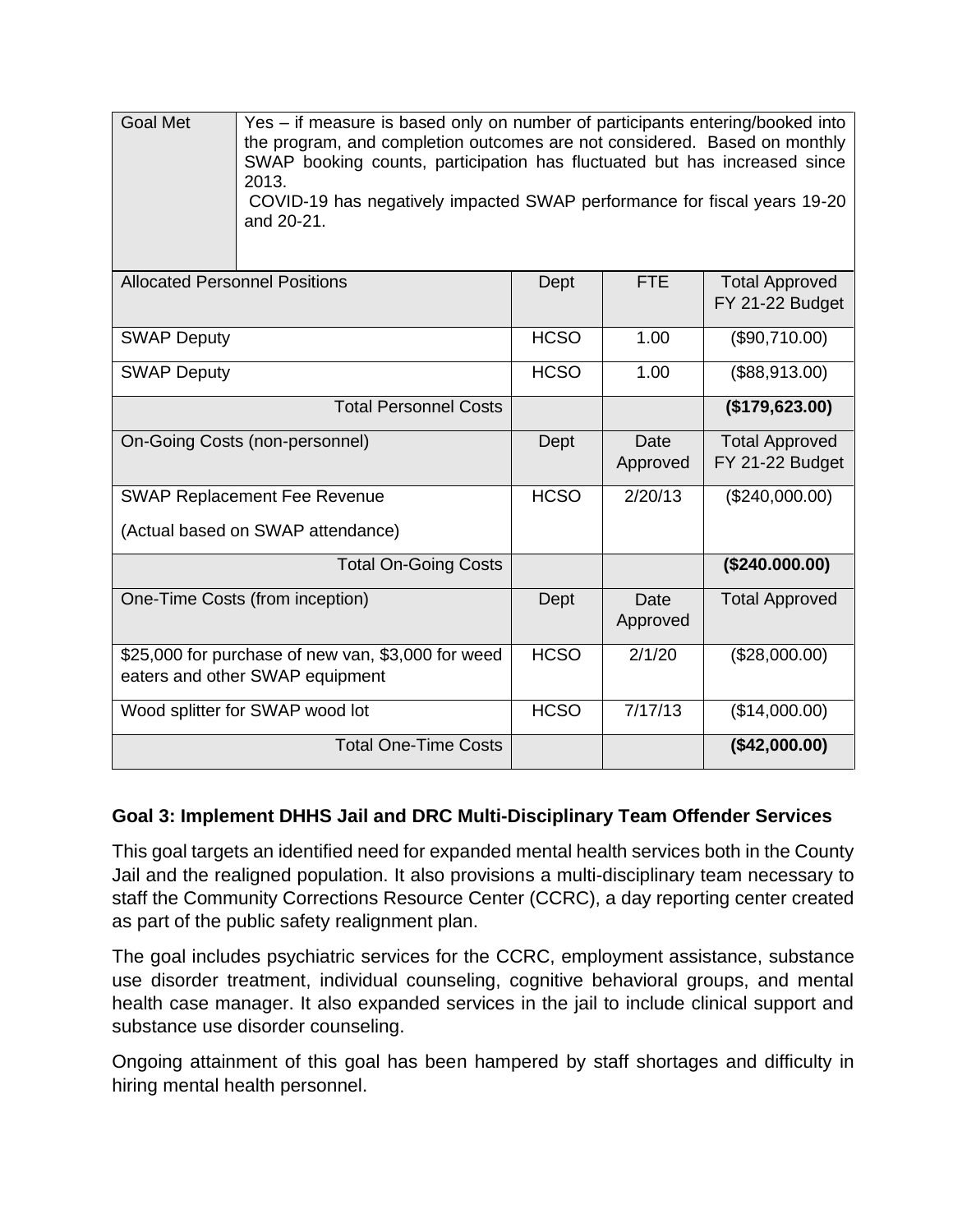| Goal Met | Yes – if measure is based only on number of participants entering/booked into the program, and completion outcomes are not considered. Based on monthly SWAP booking counts, participation has fluctuated but has increased since 2013. COVID-19 has negatively impacted SWAP performance for fiscal years 19-20 and 20-21. |
|---|---|

| Allocated Personnel Positions | Dept | FTE | Total Approved FY 21-22 Budget |
|---|---|---|---|
| SWAP Deputy | HCSO | 1.00 | ($90,710.00) |
| SWAP Deputy | HCSO | 1.00 | ($88,913.00) |
| Total Personnel Costs | | | **($179,623.00)** |
| On-Going Costs (non-personnel) | Dept | Date Approved | Total Approved FY 21-22 Budget |
| SWAP Replacement Fee Revenue<br>(Actual based on SWAP attendance) | HCSO | 2/20/13 | ($240,000.00) |
| Total On-Going Costs | | | **($240.000.00)** |
| One-Time Costs (from inception) | Dept | Date Approved | Total Approved |
| $25,000 for purchase of new van, $3,000 for weed eaters and other SWAP equipment | HCSO | 2/1/20 | ($28,000.00) |
| Wood splitter for SWAP wood lot | HCSO | 7/17/13 | ($14,000.00) |
| Total One-Time Costs | | | **($42,000.00)** |

### Goal 3: Implement DHHS Jail and DRC Multi-Disciplinary Team Offender Services

This goal targets an identified need for expanded mental health services both in the County Jail and the realigned population. It also provisions a multi-disciplinary team necessary to staff the Community Corrections Resource Center (CCRC), a day reporting center created as part of the public safety realignment plan.

The goal includes psychiatric services for the CCRC, employment assistance, substance use disorder treatment, individual counseling, cognitive behavioral groups, and mental health case manager. It also expanded services in the jail to include clinical support and substance use disorder counseling.

Ongoing attainment of this goal has been hampered by staff shortages and difficulty in hiring mental health personnel.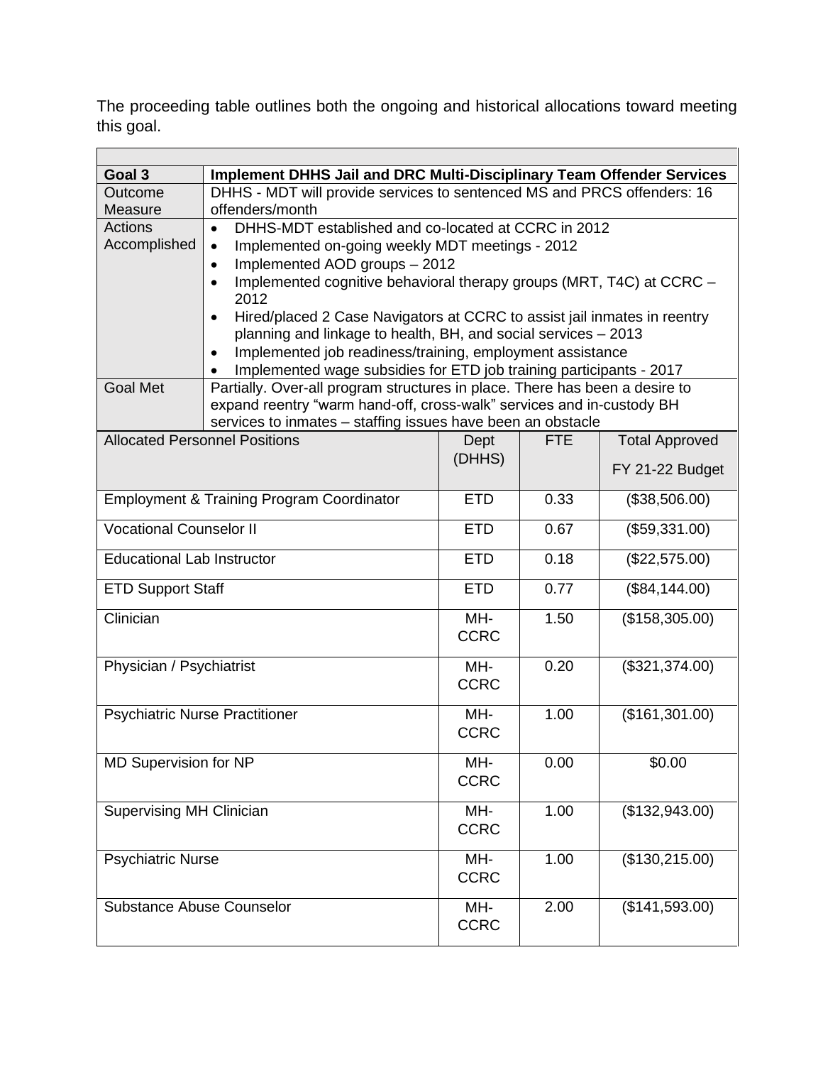The proceeding table outlines both the ongoing and historical allocations toward meeting this goal.

| | | | | |
|---|---|---|---|---|
| **Goal 3** | **Implement DHHS Jail and DRC Multi-Disciplinary Team Offender Services** | | | |
| Outcome Measure | DHHS - MDT will provide services to sentenced MS and PRCS offenders: 16 offenders/month | | | |
| Actions Accomplished | • DHHS-MDT established and co-located at CCRC in 2012<br>• Implemented on-going weekly MDT meetings - 2012<br>• Implemented AOD groups – 2012<br>• Implemented cognitive behavioral therapy groups (MRT, T4C) at CCRC – 2012<br>• Hired/placed 2 Case Navigators at CCRC to assist jail inmates in reentry planning and linkage to health, BH, and social services – 2013<br>• Implemented job readiness/training, employment assistance<br>• Implemented wage subsidies for ETD job training participants - 2017 | | | |
| Goal Met | Partially. Over-all program structures in place. There has been a desire to expand reentry "warm hand-off, cross-walk" services and in-custody BH services to inmates – staffing issues have been an obstacle | | | |
| Allocated Personnel Positions | | Dept (DHHS) | FTE | Total Approved FY 21-22 Budget |
| Employment & Training Program Coordinator | | ETD | 0.33 | ($38,506.00) |
| Vocational Counselor II | | ETD | 0.67 | ($59,331.00) |
| Educational Lab Instructor | | ETD | 0.18 | ($22,575.00) |
| ETD Support Staff | | ETD | 0.77 | ($84,144.00) |
| Clinician | | MH-CCRC | 1.50 | ($158,305.00) |
| Physician / Psychiatrist | | MH-CCRC | 0.20 | ($321,374.00) |
| Psychiatric Nurse Practitioner | | MH-CCRC | 1.00 | ($161,301.00) |
| MD Supervision for NP | | MH-CCRC | 0.00 | $0.00 |
| Supervising MH Clinician | | MH-CCRC | 1.00 | ($132,943.00) |
| Psychiatric Nurse | | MH-CCRC | 1.00 | ($130,215.00) |
| Substance Abuse Counselor | | MH-CCRC | 2.00 | ($141,593.00) |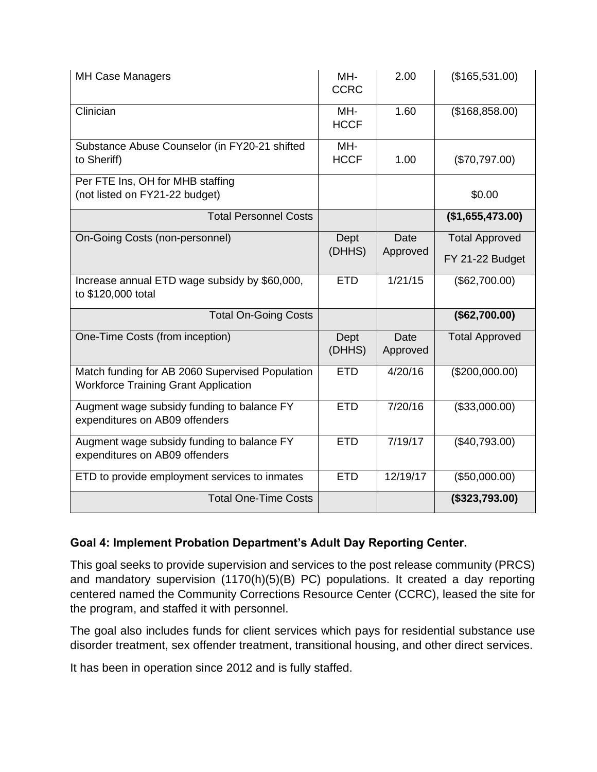| MH Case Managers | MH-CCRC | 2.00 | ($165,531.00) |
|---|---|---|---|
| Clinician | MH-HCCF | 1.60 | ($168,858.00) |
| Substance Abuse Counselor (in FY20-21 shifted to Sheriff) | MH-HCCF | 1.00 | ($70,797.00) |
| Per FTE Ins, OH for MHB staffing (not listed on FY21-22 budget) | | | $0.00 |
| Total Personnel Costs | | | **($1,655,473.00)** |
| On-Going Costs (non-personnel) | Dept (DHHS) | Date Approved | Total Approved FY 21-22 Budget |
| Increase annual ETD wage subsidy by $60,000, to $120,000 total | ETD | 1/21/15 | ($62,700.00) |
| Total On-Going Costs | | | **($62,700.00)** |
| One-Time Costs (from inception) | Dept (DHHS) | Date Approved | Total Approved |
| Match funding for AB 2060 Supervised Population Workforce Training Grant Application | ETD | 4/20/16 | ($200,000.00) |
| Augment wage subsidy funding to balance FY expenditures on AB09 offenders | ETD | 7/20/16 | ($33,000.00) |
| Augment wage subsidy funding to balance FY expenditures on AB09 offenders | ETD | 7/19/17 | ($40,793.00) |
| ETD to provide employment services to inmates | ETD | 12/19/17 | ($50,000.00) |
| Total One-Time Costs | | | **($323,793.00)** |

**Goal 4: Implement Probation Department's Adult Day Reporting Center.**

This goal seeks to provide supervision and services to the post release community (PRCS) and mandatory supervision (1170(h)(5)(B) PC) populations. It created a day reporting centered named the Community Corrections Resource Center (CCRC), leased the site for the program, and staffed it with personnel.

The goal also includes funds for client services which pays for residential substance use disorder treatment, sex offender treatment, transitional housing, and other direct services.

It has been in operation since 2012 and is fully staffed.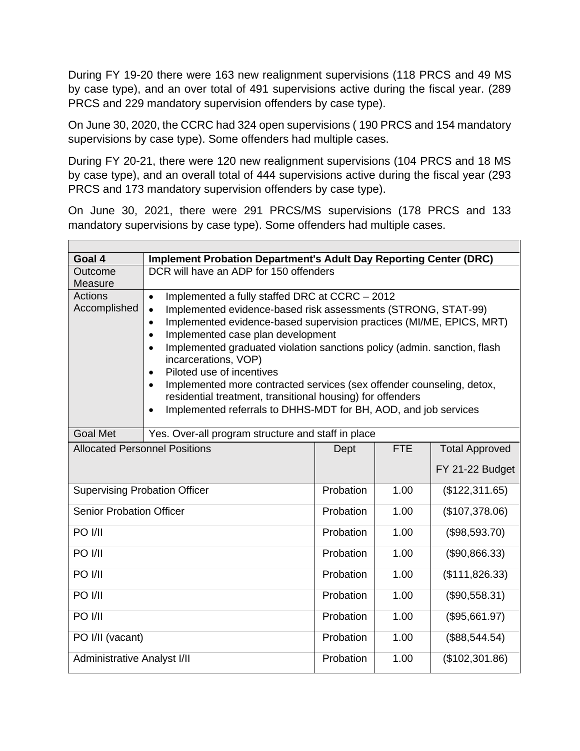During FY 19-20 there were 163 new realignment supervisions (118 PRCS and 49 MS by case type), and an over total of 491 supervisions active during the fiscal year. (289 PRCS and 229 mandatory supervision offenders by case type).

On June 30, 2020, the CCRC had 324 open supervisions ( 190 PRCS and 154 mandatory supervisions by case type). Some offenders had multiple cases.

During FY 20-21, there were 120 new realignment supervisions (104 PRCS and 18 MS by case type), and an overall total of 444 supervisions active during the fiscal year (293 PRCS and 173 mandatory supervision offenders by case type).

On June 30, 2021, there were 291 PRCS/MS supervisions (178 PRCS and 133 mandatory supervisions by case type). Some offenders had multiple cases.

| | |
|---|---|
| **Goal 4** | **Implement Probation Department's Adult Day Reporting Center (DRC)** |
| Outcome Measure | DCR will have an ADP for 150 offenders |
| Actions Accomplished | • Implemented a fully staffed DRC at CCRC – 2012<br>• Implemented evidence-based risk assessments (STRONG, STAT-99)<br>• Implemented evidence-based supervision practices (MI/ME, EPICS, MRT)<br>• Implemented case plan development<br>• Implemented graduated violation sanctions policy (admin. sanction, flash incarcerations, VOP)<br>• Piloted use of incentives<br>• Implemented more contracted services (sex offender counseling, detox, residential treatment, transitional housing) for offenders<br>• Implemented referrals to DHHS-MDT for BH, AOD, and job services |
| Goal Met | Yes. Over-all program structure and staff in place |

| Allocated Personnel Positions | Dept | FTE | Total Approved FY 21-22 Budget |
|---|---|---|---|
| Supervising Probation Officer | Probation | 1.00 | ($122,311.65) |
| Senior Probation Officer | Probation | 1.00 | ($107,378.06) |
| PO I/II | Probation | 1.00 | ($98,593.70) |
| PO I/II | Probation | 1.00 | ($90,866.33) |
| PO I/II | Probation | 1.00 | ($111,826.33) |
| PO I/II | Probation | 1.00 | ($90,558.31) |
| PO I/II | Probation | 1.00 | ($95,661.97) |
| PO I/II (vacant) | Probation | 1.00 | ($88,544.54) |
| Administrative Analyst I/II | Probation | 1.00 | ($102,301.86) |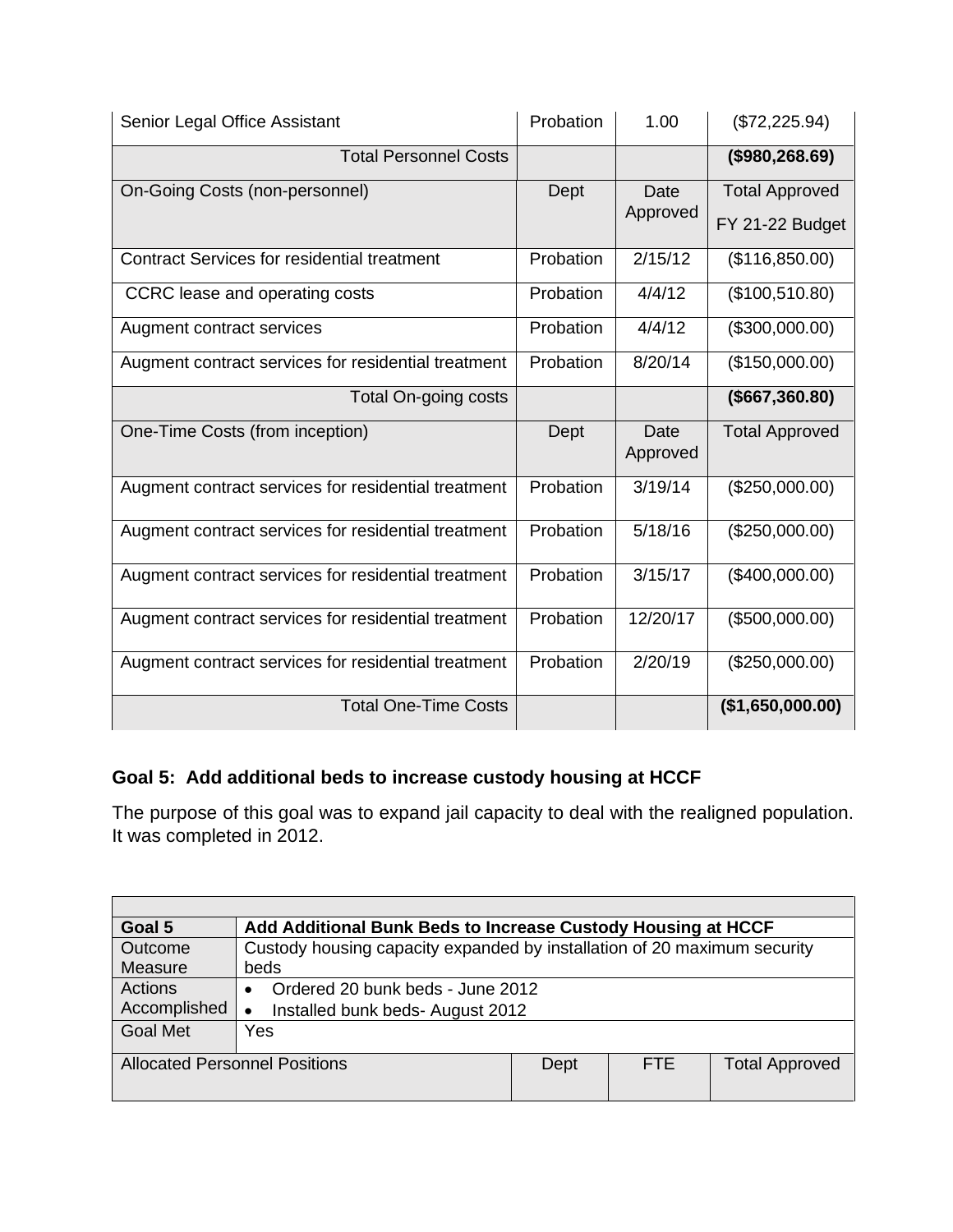| Senior Legal Office Assistant | Probation | 1.00 | ($72,225.94) |
|---|---|---|---|
| Total Personnel Costs | | | **($980,268.69)** |
| On-Going Costs (non-personnel) | Dept | Date Approved | Total Approved FY 21-22 Budget |
| Contract Services for residential treatment | Probation | 2/15/12 | ($116,850.00) |
| CCRC lease and operating costs | Probation | 4/4/12 | ($100,510.80) |
| Augment contract services | Probation | 4/4/12 | ($300,000.00) |
| Augment contract services for residential treatment | Probation | 8/20/14 | ($150,000.00) |
| Total On-going costs | | | **($667,360.80)** |
| One-Time Costs (from inception) | Dept | Date Approved | Total Approved |
| Augment contract services for residential treatment | Probation | 3/19/14 | ($250,000.00) |
| Augment contract services for residential treatment | Probation | 5/18/16 | ($250,000.00) |
| Augment contract services for residential treatment | Probation | 3/15/17 | ($400,000.00) |
| Augment contract services for residential treatment | Probation | 12/20/17 | ($500,000.00) |
| Augment contract services for residential treatment | Probation | 2/20/19 | ($250,000.00) |
| Total One-Time Costs | | | **($1,650,000.00)** |

**Goal 5: Add additional beds to increase custody housing at HCCF**

The purpose of this goal was to expand jail capacity to deal with the realigned population. It was completed in 2012.

| | | | | |
|---|---|---|---|---|
| **Goal 5** | **Add Additional Bunk Beds to Increase Custody Housing at HCCF** | | | |
| Outcome Measure | Custody housing capacity expanded by installation of 20 maximum security beds | | | |
| Actions Accomplished | • Ordered 20 bunk beds - June 2012<br>• Installed bunk beds- August 2012 | | | |
| Goal Met | Yes | | | |
| Allocated Personnel Positions | | Dept | FTE | Total Approved |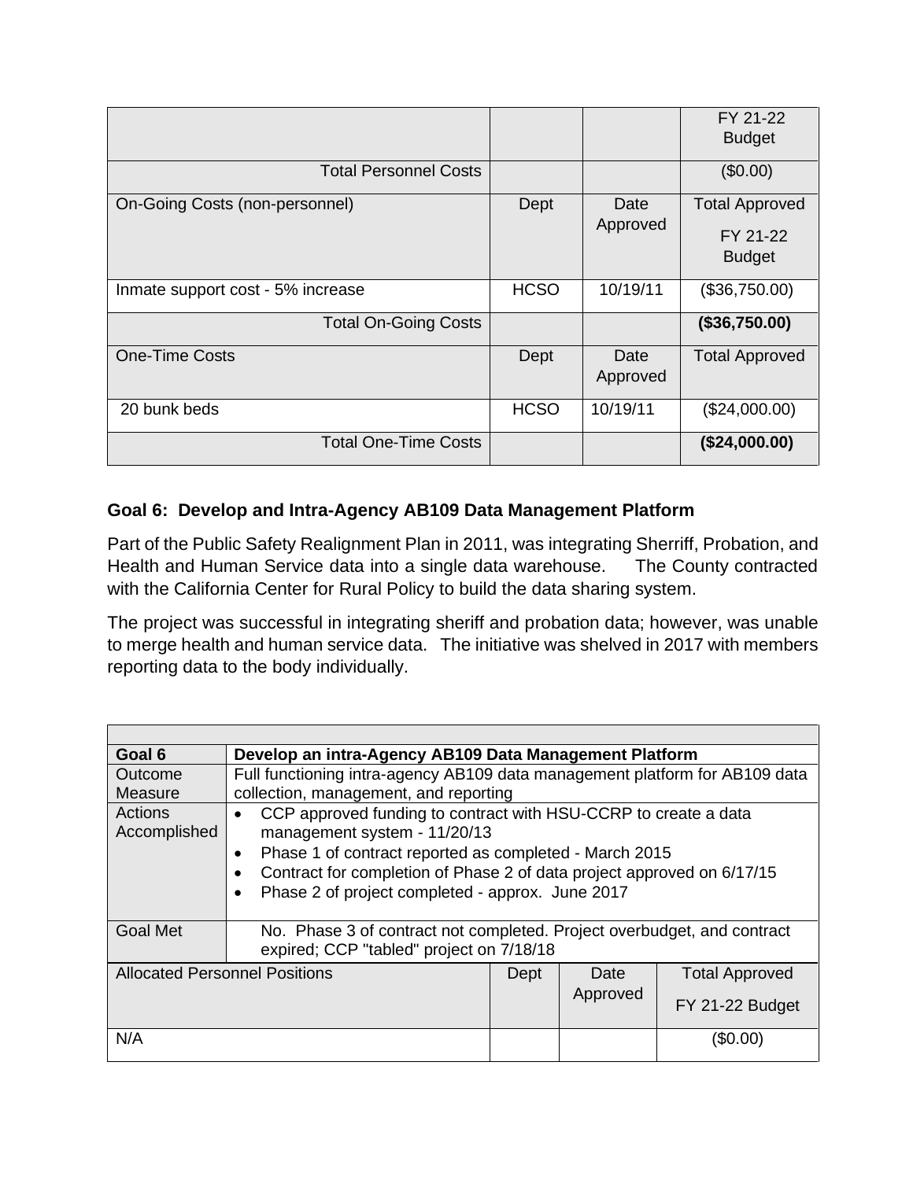| | | | FY 21-22 Budget |
|---|---|---|---|
| Total Personnel Costs | | | ($0.00) |
| On-Going Costs (non-personnel) | Dept | Date Approved | Total Approved FY 21-22 Budget |
| Inmate support cost - 5% increase | HCSO | 10/19/11 | ($36,750.00) |
| Total On-Going Costs | | | **($36,750.00)** |
| One-Time Costs | Dept | Date Approved | Total Approved |
| 20 bunk beds | HCSO | 10/19/11 | ($24,000.00) |
| Total One-Time Costs | | | **($24,000.00)** |

**Goal 6: Develop and Intra-Agency AB109 Data Management Platform**

Part of the Public Safety Realignment Plan in 2011, was integrating Sherriff, Probation, and Health and Human Service data into a single data warehouse. The County contracted with the California Center for Rural Policy to build the data sharing system.

The project was successful in integrating sheriff and probation data; however, was unable to merge health and human service data. The initiative was shelved in 2017 with members reporting data to the body individually.

| Goal 6 | Develop an intra-Agency AB109 Data Management Platform | | | |
|---|---|---|---|---|
| Outcome Measure | Full functioning intra-agency AB109 data management platform for AB109 data collection, management, and reporting | | | |
| Actions Accomplished | • CCP approved funding to contract with HSU-CCRP to create a data management system - 11/20/13<br>• Phase 1 of contract reported as completed - March 2015<br>• Contract for completion of Phase 2 of data project approved on 6/17/15<br>• Phase 2 of project completed - approx. June 2017 | | | |
| Goal Met | No. Phase 3 of contract not completed. Project overbudget, and contract expired; CCP "tabled" project on 7/18/18 | | | |
| Allocated Personnel Positions | | Dept | Date Approved | Total Approved FY 21-22 Budget |
| N/A | | | | ($0.00) |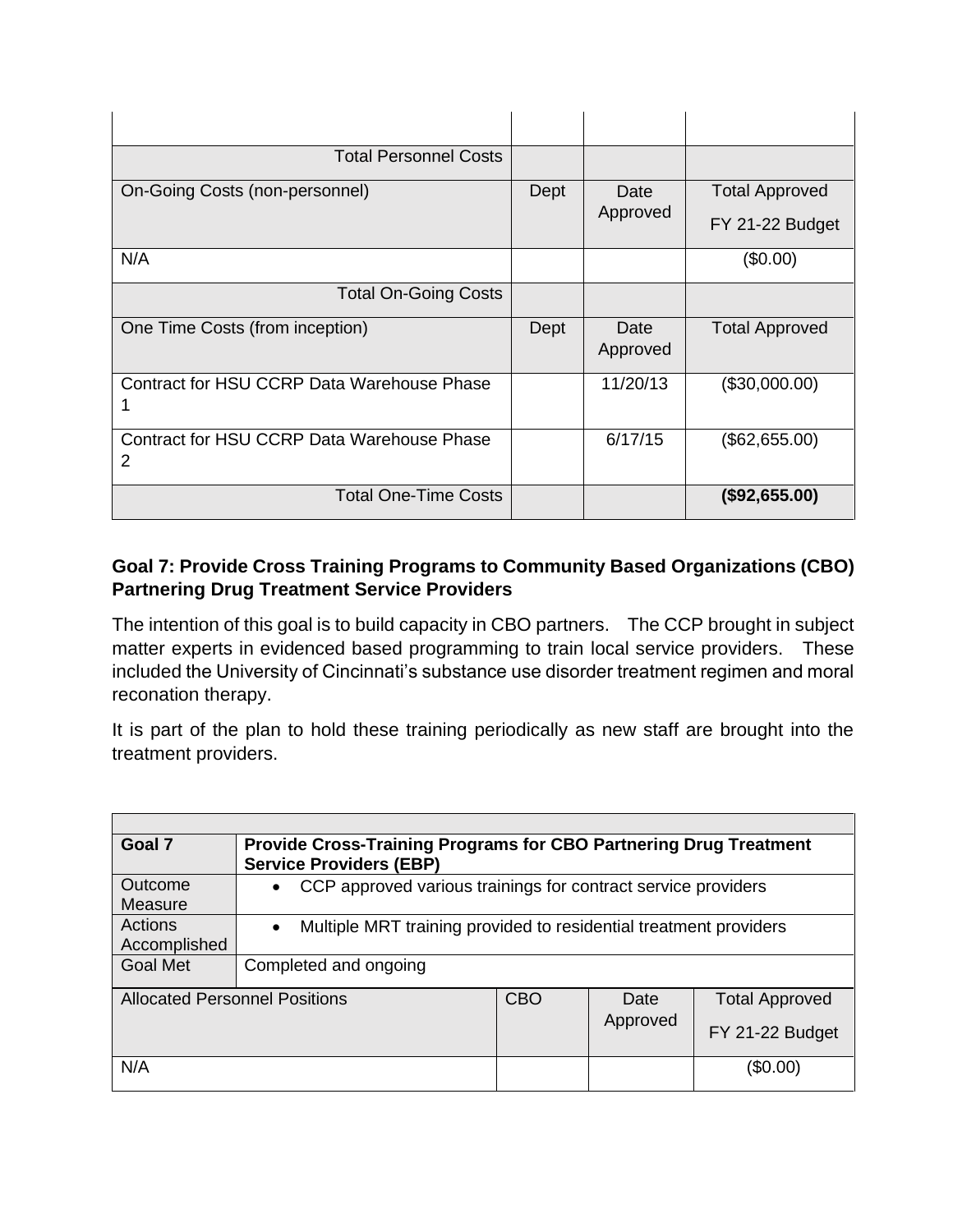| | | | |
|---|---|---|---|
| Total Personnel Costs | | | |
| On-Going Costs (non-personnel) | Dept | Date Approved | Total Approved FY 21-22 Budget |
| N/A | | | ($0.00) |
| Total On-Going Costs | | | |
| One Time Costs (from inception) | Dept | Date Approved | Total Approved |
| Contract for HSU CCRP Data Warehouse Phase 1 | | 11/20/13 | ($30,000.00) |
| Contract for HSU CCRP Data Warehouse Phase 2 | | 6/17/15 | ($62,655.00) |
| Total One-Time Costs | | | **($92,655.00)** |

**Goal 7: Provide Cross Training Programs to Community Based Organizations (CBO) Partnering Drug Treatment Service Providers**

The intention of this goal is to build capacity in CBO partners. The CCP brought in subject matter experts in evidenced based programming to train local service providers. These included the University of Cincinnati's substance use disorder treatment regimen and moral reconation therapy.

It is part of the plan to hold these training periodically as new staff are brought into the treatment providers.

| | | | | |
|---|---|---|---|---|
| **Goal 7** | **Provide Cross-Training Programs for CBO Partnering Drug Treatment Service Providers (EBP)** | | | |
| Outcome Measure | • CCP approved various trainings for contract service providers | | | |
| Actions Accomplished | • Multiple MRT training provided to residential treatment providers | | | |
| Goal Met | Completed and ongoing | | | |
| Allocated Personnel Positions | | CBO | Date Approved | Total Approved FY 21-22 Budget |
| N/A | | | | ($0.00) |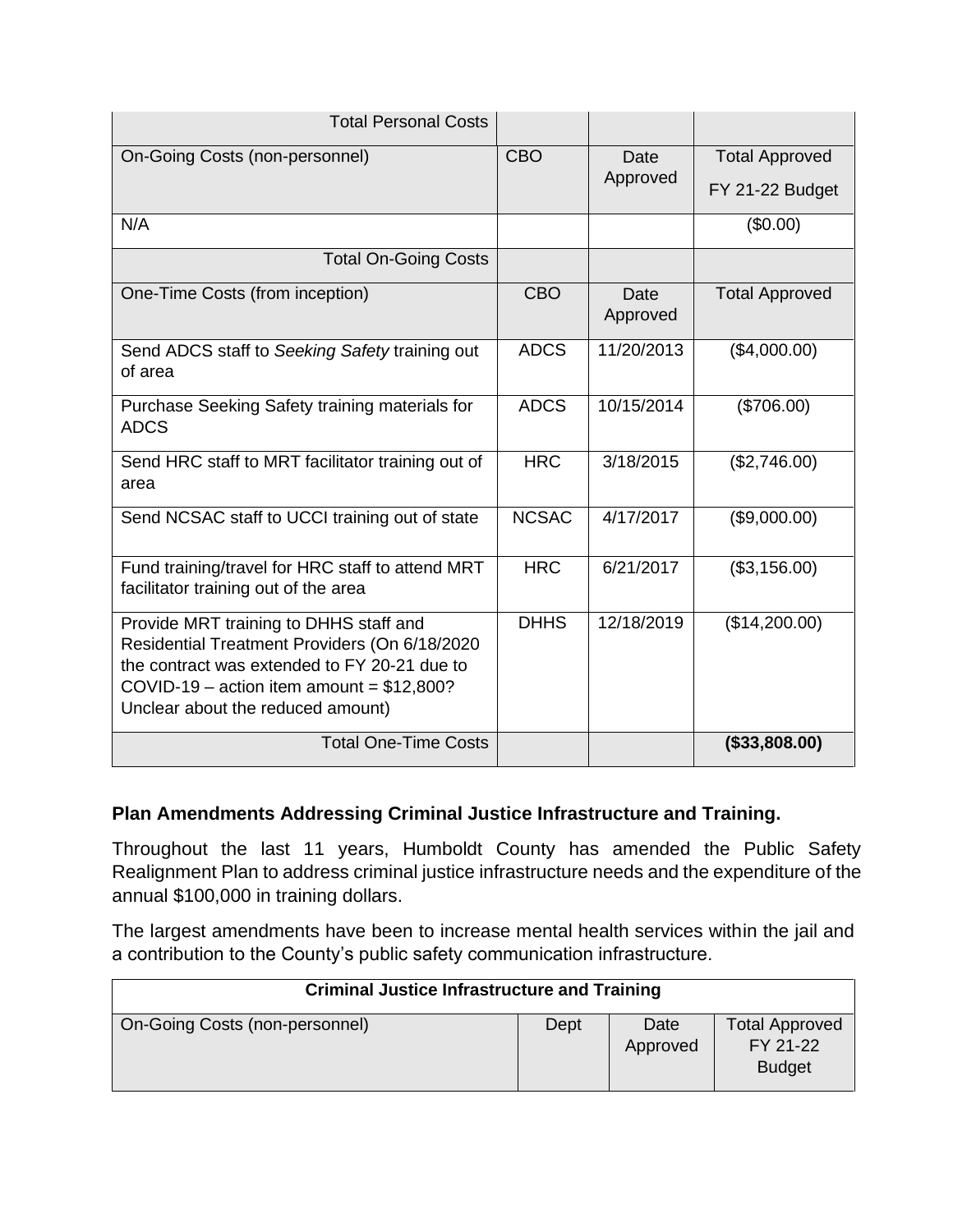| Total Personal Costs | | | |
|---|---|---|---|
| On-Going Costs (non-personnel) | CBO | Date Approved | Total Approved FY 21-22 Budget |
| N/A | | | ($0.00) |
| Total On-Going Costs | | | |
| One-Time Costs (from inception) | CBO | Date Approved | Total Approved |
| Send ADCS staff to *Seeking Safety* training out of area | ADCS | 11/20/2013 | ($4,000.00) |
| Purchase Seeking Safety training materials for ADCS | ADCS | 10/15/2014 | ($706.00) |
| Send HRC staff to MRT facilitator training out of area | HRC | 3/18/2015 | ($2,746.00) |
| Send NCSAC staff to UCCI training out of state | NCSAC | 4/17/2017 | ($9,000.00) |
| Fund training/travel for HRC staff to attend MRT facilitator training out of the area | HRC | 6/21/2017 | ($3,156.00) |
| Provide MRT training to DHHS staff and Residential Treatment Providers (On 6/18/2020 the contract was extended to FY 20-21 due to COVID-19 – action item amount = $12,800? Unclear about the reduced amount) | DHHS | 12/18/2019 | ($14,200.00) |
| Total One-Time Costs | | | **($33,808.00)** |

**Plan Amendments Addressing Criminal Justice Infrastructure and Training.**

Throughout the last 11 years, Humboldt County has amended the Public Safety Realignment Plan to address criminal justice infrastructure needs and the expenditure of the annual $100,000 in training dollars.

The largest amendments have been to increase mental health services within the jail and a contribution to the County's public safety communication infrastructure.

| Criminal Justice Infrastructure and Training | | | |
|---|---|---|---|
| On-Going Costs (non-personnel) | Dept | Date Approved | Total Approved FY 21-22 Budget |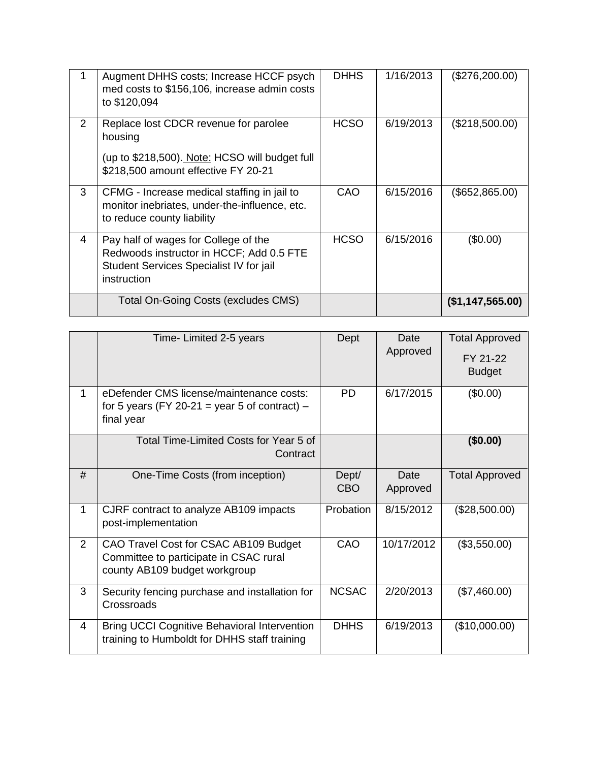| | | | | |
|---|---|---|---|---|
| 1 | Augment DHHS costs; Increase HCCF psych med costs to $156,106, increase admin costs to $120,094 | DHHS | 1/16/2013 | ($276,200.00) |
| 2 | Replace lost CDCR revenue for parolee housing<br><br>(up to $218,500). Note: HCSO will budget full $218,500 amount effective FY 20-21 | HCSO | 6/19/2013 | ($218,500.00) |
| 3 | CFMG - Increase medical staffing in jail to monitor inebriates, under-the-influence, etc. to reduce county liability | CAO | 6/15/2016 | ($652,865.00) |
| 4 | Pay half of wages for College of the Redwoods instructor in HCCF; Add 0.5 FTE Student Services Specialist IV for jail instruction | HCSO | 6/15/2016 | ($0.00) |
| | Total On-Going Costs (excludes CMS) | | | **($1,147,565.00)** |

| | Time- Limited 2-5 years | Dept | Date Approved | Total Approved FY 21-22 Budget |
|---|---|---|---|---|
| 1 | eDefender CMS license/maintenance costs: for 5 years (FY 20-21 = year 5 of contract) – final year | PD | 6/17/2015 | ($0.00) |
| | Total Time-Limited Costs for Year 5 of Contract | | | **($0.00)** |
| # | One-Time Costs (from inception) | Dept/ CBO | Date Approved | Total Approved |
| 1 | CJRF contract to analyze AB109 impacts post-implementation | Probation | 8/15/2012 | ($28,500.00) |
| 2 | CAO Travel Cost for CSAC AB109 Budget Committee to participate in CSAC rural county AB109 budget workgroup | CAO | 10/17/2012 | ($3,550.00) |
| 3 | Security fencing purchase and installation for Crossroads | NCSAC | 2/20/2013 | ($7,460.00) |
| 4 | Bring UCCI Cognitive Behavioral Intervention training to Humboldt for DHHS staff training | DHHS | 6/19/2013 | ($10,000.00) |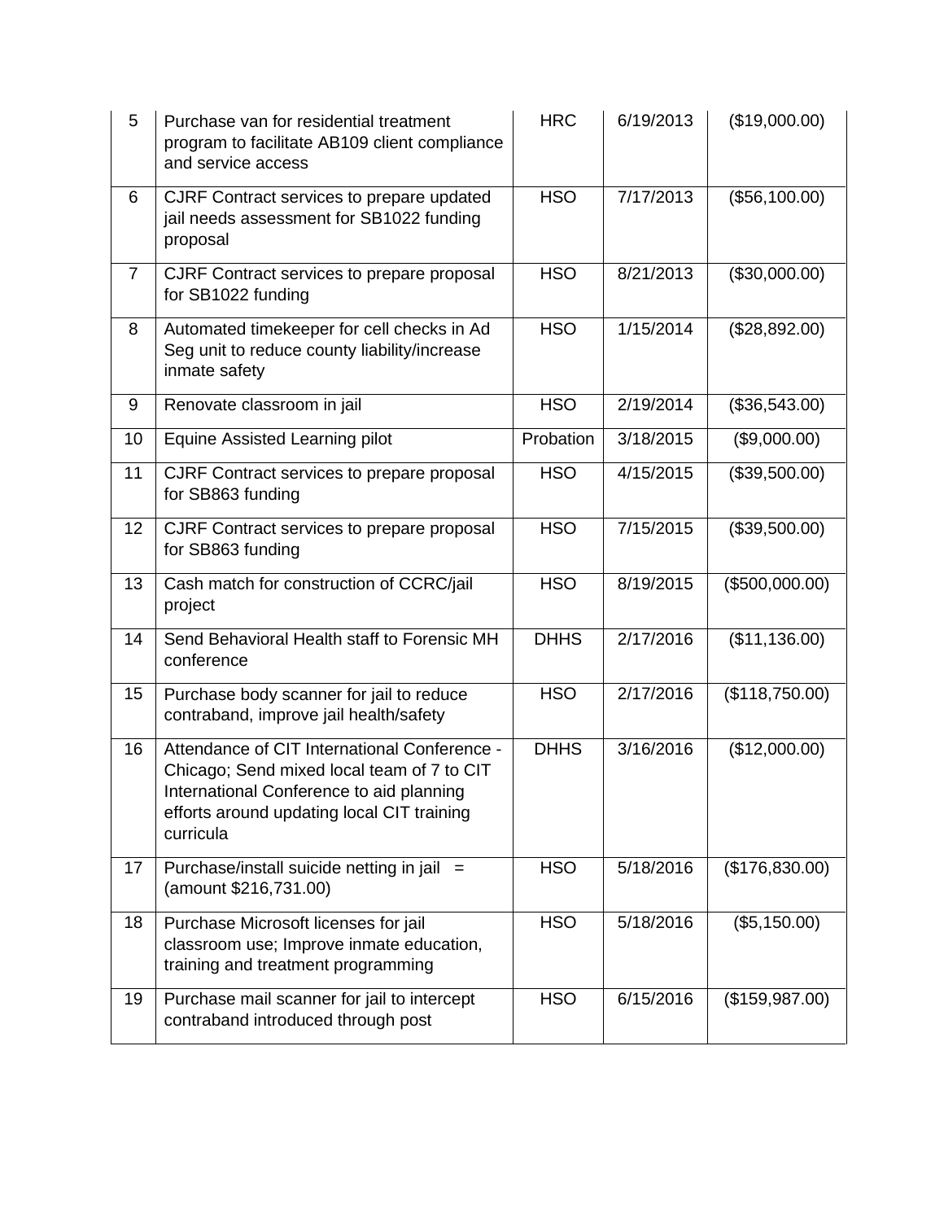| 5 | Purchase van for residential treatment program to facilitate AB109 client compliance and service access | HRC | 6/19/2013 | ($19,000.00) |
|---|---|---|---|---|
| 6 | CJRF Contract services to prepare updated jail needs assessment for SB1022 funding proposal | HSO | 7/17/2013 | ($56,100.00) |
| 7 | CJRF Contract services to prepare proposal for SB1022 funding | HSO | 8/21/2013 | ($30,000.00) |
| 8 | Automated timekeeper for cell checks in Ad Seg unit to reduce county liability/increase inmate safety | HSO | 1/15/2014 | ($28,892.00) |
| 9 | Renovate classroom in jail | HSO | 2/19/2014 | ($36,543.00) |
| 10 | Equine Assisted Learning pilot | Probation | 3/18/2015 | ($9,000.00) |
| 11 | CJRF Contract services to prepare proposal for SB863 funding | HSO | 4/15/2015 | ($39,500.00) |
| 12 | CJRF Contract services to prepare proposal for SB863 funding | HSO | 7/15/2015 | ($39,500.00) |
| 13 | Cash match for construction of CCRC/jail project | HSO | 8/19/2015 | ($500,000.00) |
| 14 | Send Behavioral Health staff to Forensic MH conference | DHHS | 2/17/2016 | ($11,136.00) |
| 15 | Purchase body scanner for jail to reduce contraband, improve jail health/safety | HSO | 2/17/2016 | ($118,750.00) |
| 16 | Attendance of CIT International Conference - Chicago; Send mixed local team of 7 to CIT International Conference to aid planning efforts around updating local CIT training curricula | DHHS | 3/16/2016 | ($12,000.00) |
| 17 | Purchase/install suicide netting in jail = (amount $216,731.00) | HSO | 5/18/2016 | ($176,830.00) |
| 18 | Purchase Microsoft licenses for jail classroom use; Improve inmate education, training and treatment programming | HSO | 5/18/2016 | ($5,150.00) |
| 19 | Purchase mail scanner for jail to intercept contraband introduced through post | HSO | 6/15/2016 | ($159,987.00) |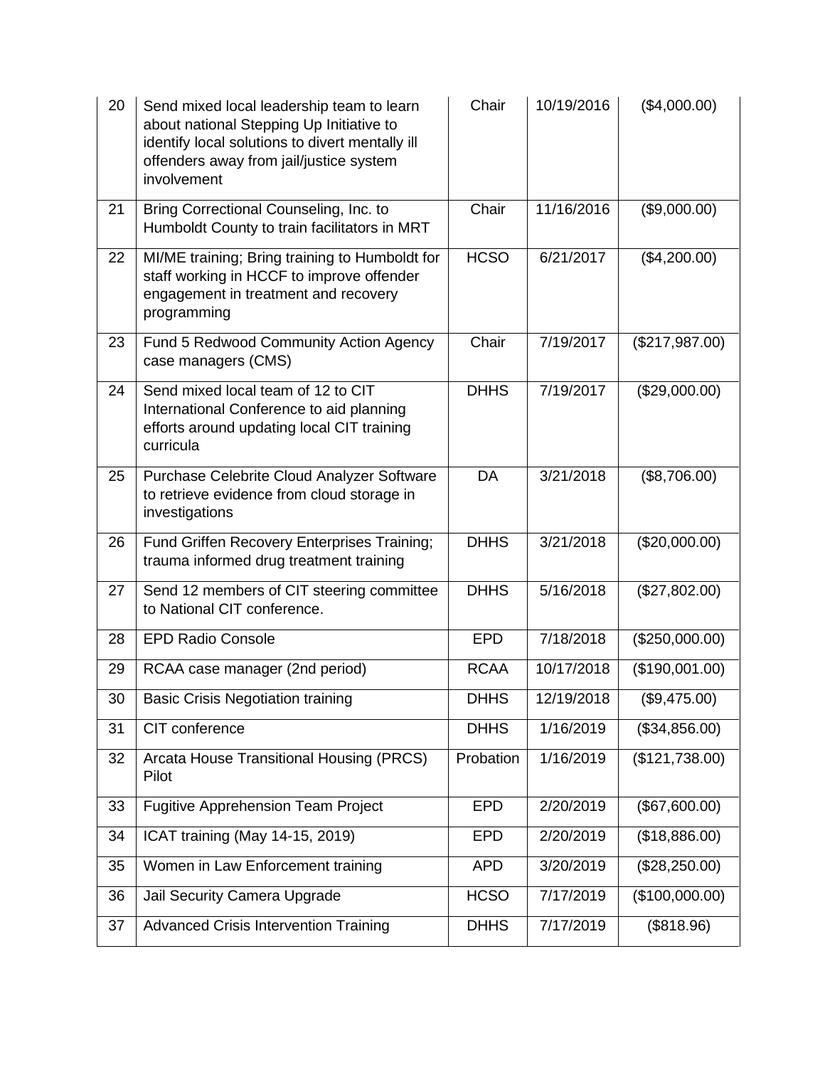| 20 | Send mixed local leadership team to learn about national Stepping Up Initiative to identify local solutions to divert mentally ill offenders away from jail/justice system involvement | Chair | 10/19/2016 | ($4,000.00) |
|---|---|---|---|---|
| 21 | Bring Correctional Counseling, Inc. to Humboldt County to train facilitators in MRT | Chair | 11/16/2016 | ($9,000.00) |
| 22 | MI/ME training; Bring training to Humboldt for staff working in HCCF to improve offender engagement in treatment and recovery programming | HCSO | 6/21/2017 | ($4,200.00) |
| 23 | Fund 5 Redwood Community Action Agency case managers (CMS) | Chair | 7/19/2017 | ($217,987.00) |
| 24 | Send mixed local team of 12 to CIT International Conference to aid planning efforts around updating local CIT training curricula | DHHS | 7/19/2017 | ($29,000.00) |
| 25 | Purchase Celebrite Cloud Analyzer Software to retrieve evidence from cloud storage in investigations | DA | 3/21/2018 | ($8,706.00) |
| 26 | Fund Griffen Recovery Enterprises Training; trauma informed drug treatment training | DHHS | 3/21/2018 | ($20,000.00) |
| 27 | Send 12 members of CIT steering committee to National CIT conference. | DHHS | 5/16/2018 | ($27,802.00) |
| 28 | EPD Radio Console | EPD | 7/18/2018 | ($250,000.00) |
| 29 | RCAA case manager (2nd period) | RCAA | 10/17/2018 | ($190,001.00) |
| 30 | Basic Crisis Negotiation training | DHHS | 12/19/2018 | ($9,475.00) |
| 31 | CIT conference | DHHS | 1/16/2019 | ($34,856.00) |
| 32 | Arcata House Transitional Housing (PRCS) Pilot | Probation | 1/16/2019 | ($121,738.00) |
| 33 | Fugitive Apprehension Team Project | EPD | 2/20/2019 | ($67,600.00) |
| 34 | ICAT training (May 14-15, 2019) | EPD | 2/20/2019 | ($18,886.00) |
| 35 | Women in Law Enforcement training | APD | 3/20/2019 | ($28,250.00) |
| 36 | Jail Security Camera Upgrade | HCSO | 7/17/2019 | ($100,000.00) |
| 37 | Advanced Crisis Intervention Training | DHHS | 7/17/2019 | ($818.96) |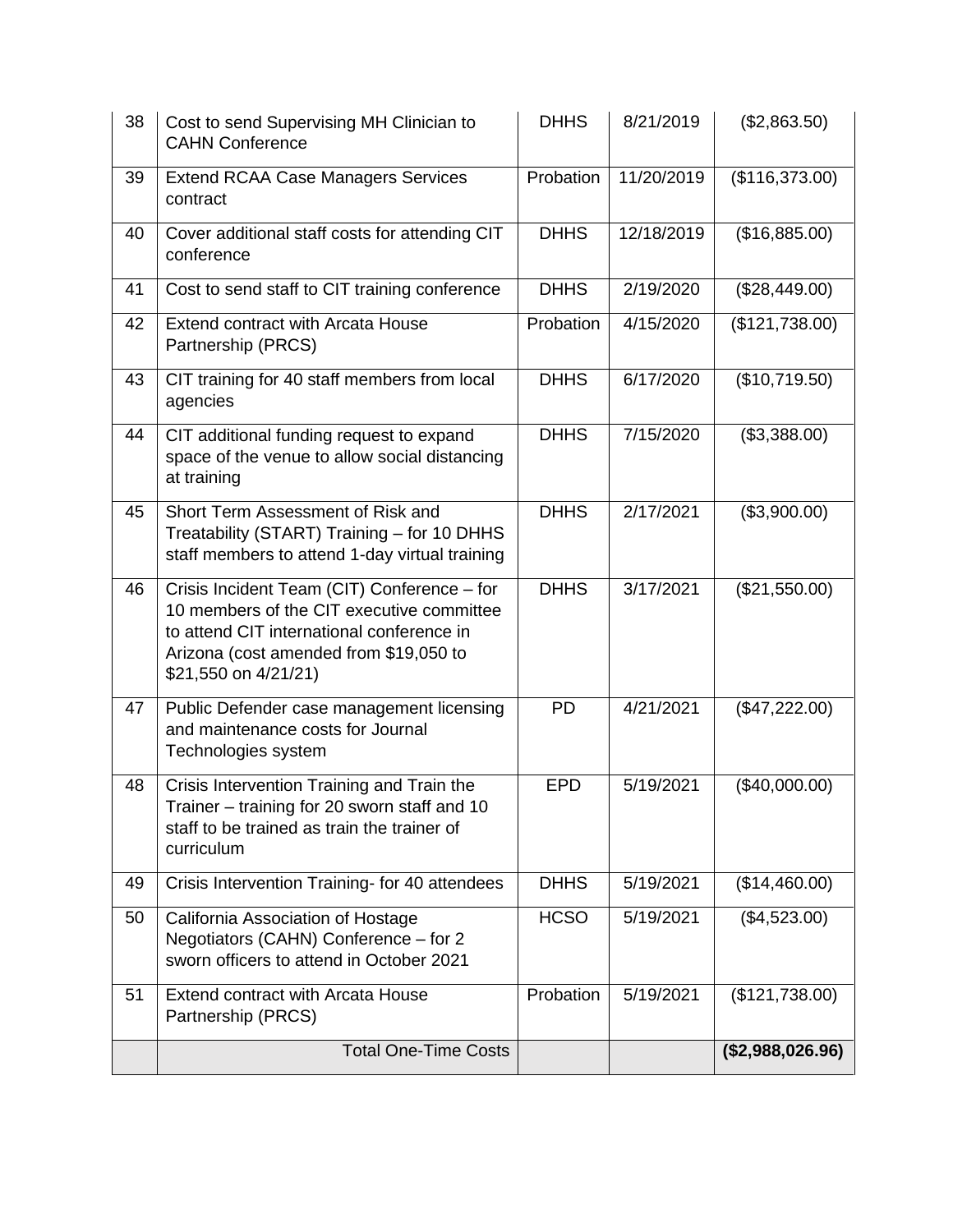| 38 | Cost to send Supervising MH Clinician to CAHN Conference | DHHS | 8/21/2019 | ($2,863.50) |
|---|---|---|---|---|
| 39 | Extend RCAA Case Managers Services contract | Probation | 11/20/2019 | ($116,373.00) |
| 40 | Cover additional staff costs for attending CIT conference | DHHS | 12/18/2019 | ($16,885.00) |
| 41 | Cost to send staff to CIT training conference | DHHS | 2/19/2020 | ($28,449.00) |
| 42 | Extend contract with Arcata House Partnership (PRCS) | Probation | 4/15/2020 | ($121,738.00) |
| 43 | CIT training for 40 staff members from local agencies | DHHS | 6/17/2020 | ($10,719.50) |
| 44 | CIT additional funding request to expand space of the venue to allow social distancing at training | DHHS | 7/15/2020 | ($3,388.00) |
| 45 | Short Term Assessment of Risk and Treatability (START) Training – for 10 DHHS staff members to attend 1-day virtual training | DHHS | 2/17/2021 | ($3,900.00) |
| 46 | Crisis Incident Team (CIT) Conference – for 10 members of the CIT executive committee to attend CIT international conference in Arizona (cost amended from $19,050 to $21,550 on 4/21/21) | DHHS | 3/17/2021 | ($21,550.00) |
| 47 | Public Defender case management licensing and maintenance costs for Journal Technologies system | PD | 4/21/2021 | ($47,222.00) |
| 48 | Crisis Intervention Training and Train the Trainer – training for 20 sworn staff and 10 staff to be trained as train the trainer of curriculum | EPD | 5/19/2021 | ($40,000.00) |
| 49 | Crisis Intervention Training- for 40 attendees | DHHS | 5/19/2021 | ($14,460.00) |
| 50 | California Association of Hostage Negotiators (CAHN) Conference – for 2 sworn officers to attend in October 2021 | HCSO | 5/19/2021 | ($4,523.00) |
| 51 | Extend contract with Arcata House Partnership (PRCS) | Probation | 5/19/2021 | ($121,738.00) |
| | Total One-Time Costs | | | **($2,988,026.96)** |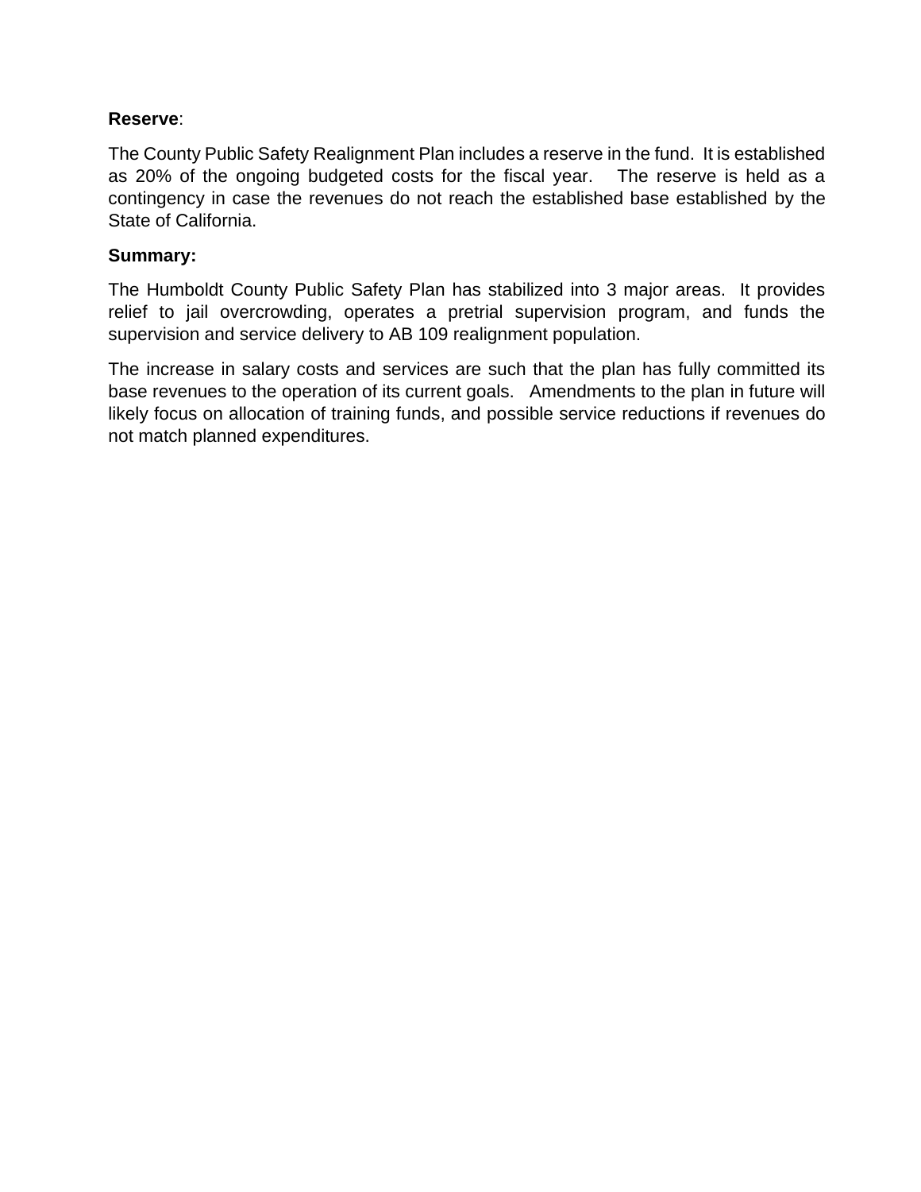**Reserve**:

The County Public Safety Realignment Plan includes a reserve in the fund. It is established as 20% of the ongoing budgeted costs for the fiscal year. The reserve is held as a contingency in case the revenues do not reach the established base established by the State of California.

**Summary:**

The Humboldt County Public Safety Plan has stabilized into 3 major areas. It provides relief to jail overcrowding, operates a pretrial supervision program, and funds the supervision and service delivery to AB 109 realignment population.

The increase in salary costs and services are such that the plan has fully committed its base revenues to the operation of its current goals. Amendments to the plan in future will likely focus on allocation of training funds, and possible service reductions if revenues do not match planned expenditures.